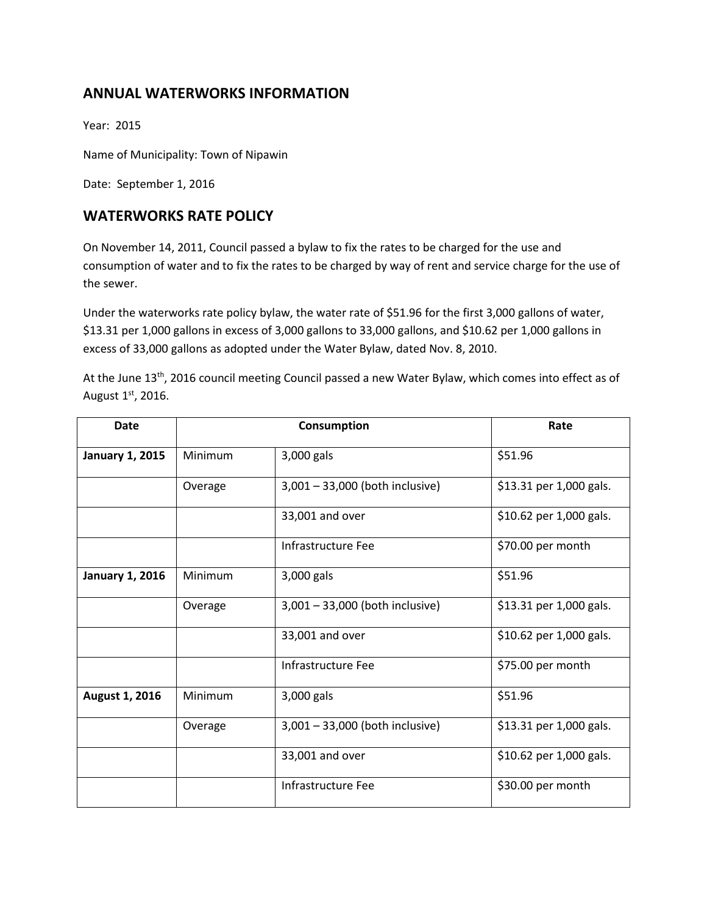## ANNUAL WATERWORKS INFORMATION

Year: 2015

Name of Municipality: Town of Nipawin

Date: September 1, 2016

## WATERWORKS RATE POLICY

On November 14, 2011, Council passed a bylaw to fix the rates to be charged for the use and consumption of water and to fix the rates to be charged by way of rent and service charge for the use of the sewer.

Under the waterworks rate policy bylaw, the water rate of $51.96 for the first 3,000 gallons of water, $13.31 per 1,000 gallons in excess of 3,000 gallons to 33,000 gallons, and $10.62 per 1,000 gallons in excess of 33,000 gallons as adopted under the Water Bylaw, dated Nov. 8, 2010.

At the June 13th, 2016 council meeting Council passed a new Water Bylaw, which comes into effect as of August 1st, 2016.

| Date | Consumption | | Rate |
|---|---|---|---|
| **January 1, 2015** | Minimum | 3,000 gals | $51.96 |
| | Overage | 3,001 – 33,000 (both inclusive) | $13.31 per 1,000 gals. |
| | | 33,001 and over | $10.62 per 1,000 gals. |
| | | Infrastructure Fee | $70.00 per month |
| **January 1, 2016** | Minimum | 3,000 gals | $51.96 |
| | Overage | 3,001 – 33,000 (both inclusive) | $13.31 per 1,000 gals. |
| | | 33,001 and over | $10.62 per 1,000 gals. |
| | | Infrastructure Fee | $75.00 per month |
| **August 1, 2016** | Minimum | 3,000 gals | $51.96 |
| | Overage | 3,001 – 33,000 (both inclusive) | $13.31 per 1,000 gals. |
| | | 33,001 and over | $10.62 per 1,000 gals. |
| | | Infrastructure Fee | $30.00 per month |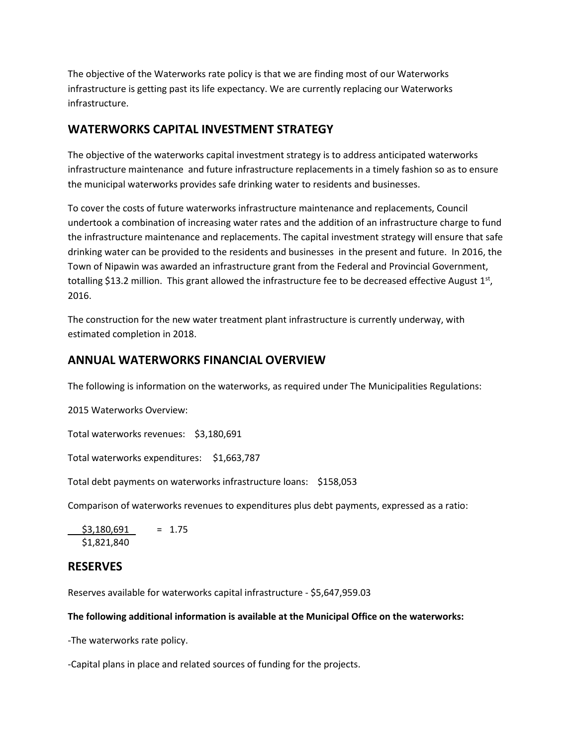The objective of the Waterworks rate policy is that we are finding most of our Waterworks infrastructure is getting past its life expectancy. We are currently replacing our Waterworks infrastructure.

## WATERWORKS CAPITAL INVESTMENT STRATEGY

The objective of the waterworks capital investment strategy is to address anticipated waterworks infrastructure maintenance and future infrastructure replacements in a timely fashion so as to ensure the municipal waterworks provides safe drinking water to residents and businesses.

To cover the costs of future waterworks infrastructure maintenance and replacements, Council undertook a combination of increasing water rates and the addition of an infrastructure charge to fund the infrastructure maintenance and replacements. The capital investment strategy will ensure that safe drinking water can be provided to the residents and businesses in the present and future. In 2016, the Town of Nipawin was awarded an infrastructure grant from the Federal and Provincial Government, totalling $13.2 million. This grant allowed the infrastructure fee to be decreased effective August 1st, 2016.

The construction for the new water treatment plant infrastructure is currently underway, with estimated completion in 2018.

## ANNUAL WATERWORKS FINANCIAL OVERVIEW

The following is information on the waterworks, as required under The Municipalities Regulations:

2015 Waterworks Overview:

Total waterworks revenues: $3,180,691

Total waterworks expenditures: $1,663,787

Total debt payments on waterworks infrastructure loans: $158,053

Comparison of waterworks revenues to expenditures plus debt payments, expressed as a ratio:

$$\frac{\$3,180,691}{\$1,821,840} = 1.75$$

## RESERVES

Reserves available for waterworks capital infrastructure - $5,647,959.03

**The following additional information is available at the Municipal Office on the waterworks:**

-The waterworks rate policy.

-Capital plans in place and related sources of funding for the projects.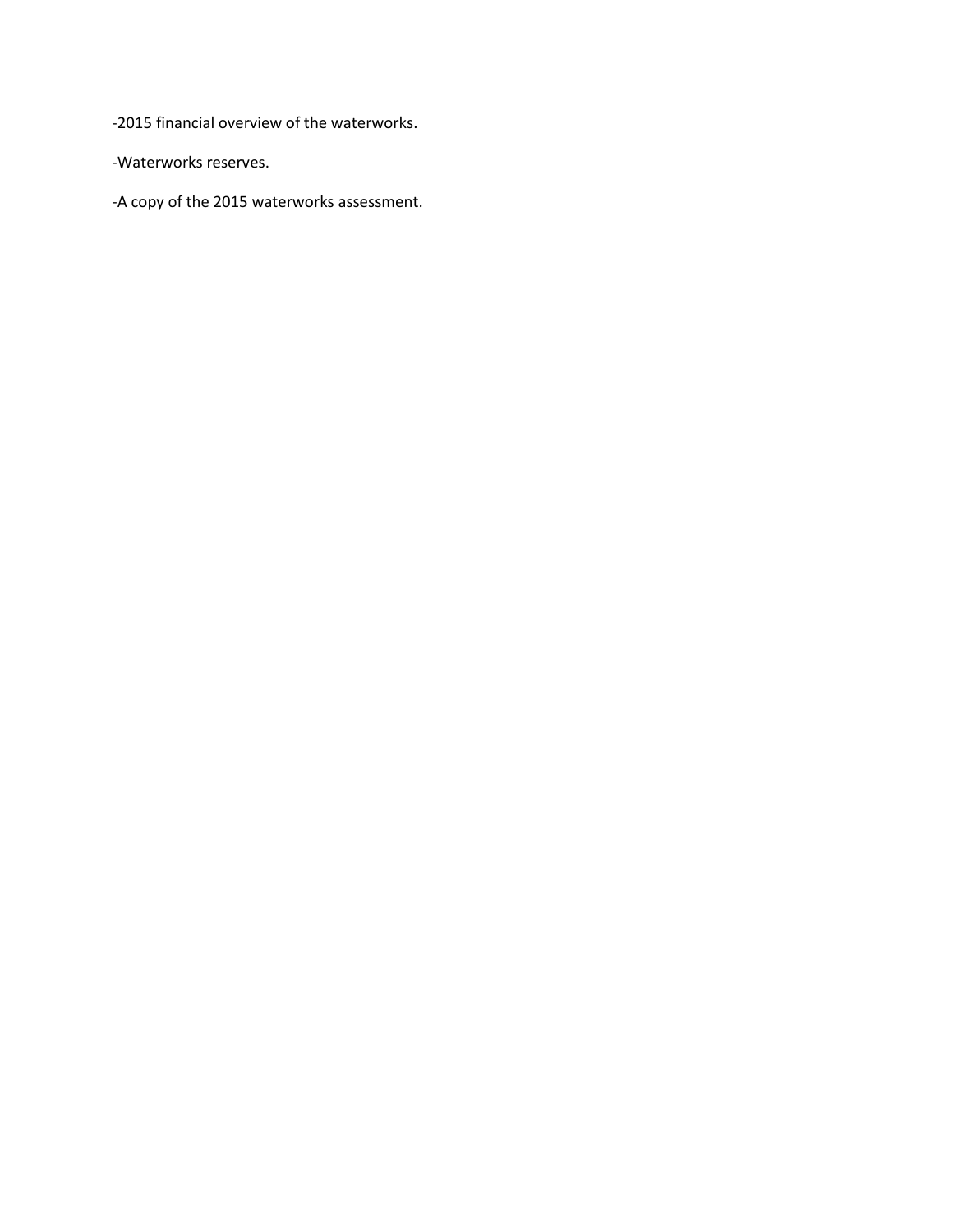-2015 financial overview of the waterworks.

-Waterworks reserves.

-A copy of the 2015 waterworks assessment.